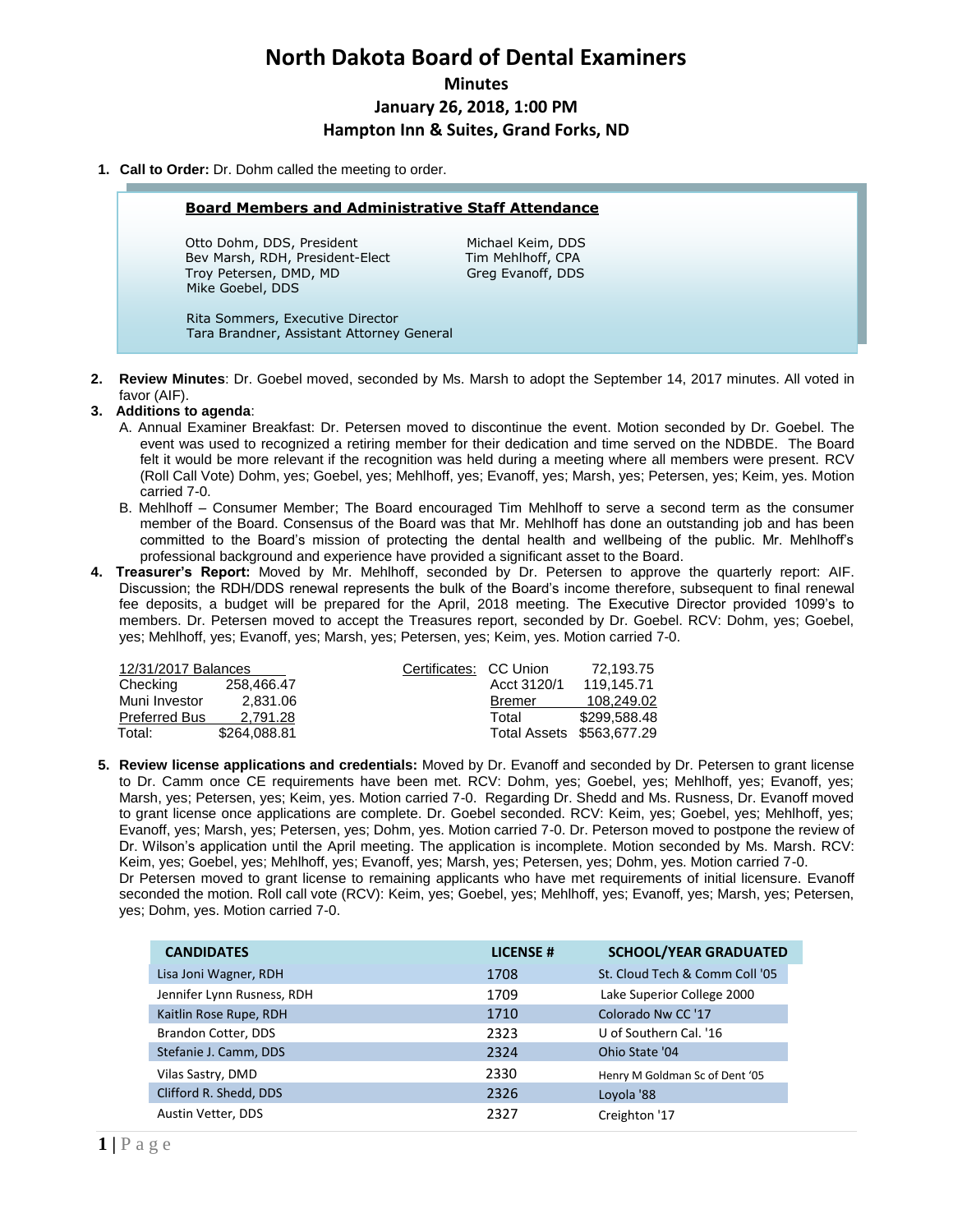# North Dakota Board of Dental Examiners

## Minutes

### January 26, 2018, 1:00 PM

### Hampton Inn & Suites, Grand Forks, ND

1. **Call to Order:** Dr. Dohm called the meeting to order.

**Board Members and Administrative Staff Attendance**

Otto Dohm, DDS, President
Bev Marsh, RDH, President-Elect
Troy Petersen, DMD, MD
Mike Goebel, DDS
Michael Keim, DDS
Tim Mehlhoff, CPA
Greg Evanoff, DDS

Rita Sommers, Executive Director
Tara Brandner, Assistant Attorney General

2. **Review Minutes**: Dr. Goebel moved, seconded by Ms. Marsh to adopt the September 14, 2017 minutes. All voted in favor (AIF).

3. **Additions to agenda**:
   A. Annual Examiner Breakfast: Dr. Petersen moved to discontinue the event. Motion seconded by Dr. Goebel. The event was used to recognized a retiring member for their dedication and time served on the NDBDE. The Board felt it would be more relevant if the recognition was held during a meeting where all members were present. RCV (Roll Call Vote) Dohm, yes; Goebel, yes; Mehlhoff, yes; Evanoff, yes; Marsh, yes; Petersen, yes; Keim, yes. Motion carried 7-0.
   B. Mehlhoff – Consumer Member; The Board encouraged Tim Mehlhoff to serve a second term as the consumer member of the Board. Consensus of the Board was that Mr. Mehlhoff has done an outstanding job and has been committed to the Board's mission of protecting the dental health and wellbeing of the public. Mr. Mehlhoff's professional background and experience have provided a significant asset to the Board.

4. **Treasurer's Report:** Moved by Mr. Mehlhoff, seconded by Dr. Petersen to approve the quarterly report: AIF. Discussion; the RDH/DDS renewal represents the bulk of the Board's income therefore, subsequent to final renewal fee deposits, a budget will be prepared for the April, 2018 meeting. The Executive Director provided 1099's to members. Dr. Petersen moved to accept the Treasures report, seconded by Dr. Goebel. RCV: Dohm, yes; Goebel, yes; Mehlhoff, yes; Evanoff, yes; Marsh, yes; Petersen, yes; Keim, yes. Motion carried 7-0.

| 12/31/2017 Balances | |
|---|---|
| Checking | 258,466.47 |
| Muni Investor | 2,831.06 |
| Preferred Bus | 2,791.28 |
| Total: | $264,088.81 |

| Certificates: | | |
|---|---|---|
| | CC Union | 72,193.75 |
| | Acct 3120/1 | 119,145.71 |
| | Bremer | 108,249.02 |
| | Total | $299,588.48 |
| | Total Assets | $563,677.29 |

5. **Review license applications and credentials:** Moved by Dr. Evanoff and seconded by Dr. Petersen to grant license to Dr. Camm once CE requirements have been met. RCV: Dohm, yes; Goebel, yes; Mehlhoff, yes; Evanoff, yes; Marsh, yes; Petersen, yes; Keim, yes. Motion carried 7-0. Regarding Dr. Shedd and Ms. Rusness, Dr. Evanoff moved to grant license once applications are complete. Dr. Goebel seconded. RCV: Keim, yes; Goebel, yes; Mehlhoff, yes; Evanoff, yes; Marsh, yes; Petersen, yes; Dohm, yes. Motion carried 7-0. Dr. Peterson moved to postpone the review of Dr. Wilson's application until the April meeting. The application is incomplete. Motion seconded by Ms. Marsh. RCV: Keim, yes; Goebel, yes; Mehlhoff, yes; Evanoff, yes; Marsh, yes; Petersen, yes; Dohm, yes. Motion carried 7-0.
   Dr Petersen moved to grant license to remaining applicants who have met requirements of initial licensure. Evanoff seconded the motion. Roll call vote (RCV): Keim, yes; Goebel, yes; Mehlhoff, yes; Evanoff, yes; Marsh, yes; Petersen, yes; Dohm, yes. Motion carried 7-0.

| CANDIDATES | LICENSE # | SCHOOL/YEAR GRADUATED |
|---|---|---|
| Lisa Joni Wagner, RDH | 1708 | St. Cloud Tech & Comm Coll '05 |
| Jennifer Lynn Rusness, RDH | 1709 | Lake Superior College 2000 |
| Kaitlin Rose Rupe, RDH | 1710 | Colorado Nw CC '17 |
| Brandon Cotter, DDS | 2323 | U of Southern Cal. '16 |
| Stefanie J. Camm, DDS | 2324 | Ohio State '04 |
| Vilas Sastry, DMD | 2330 | Henry M Goldman Sc of Dent '05 |
| Clifford R. Shedd, DDS | 2326 | Loyola '88 |
| Austin Vetter, DDS | 2327 | Creighton '17 |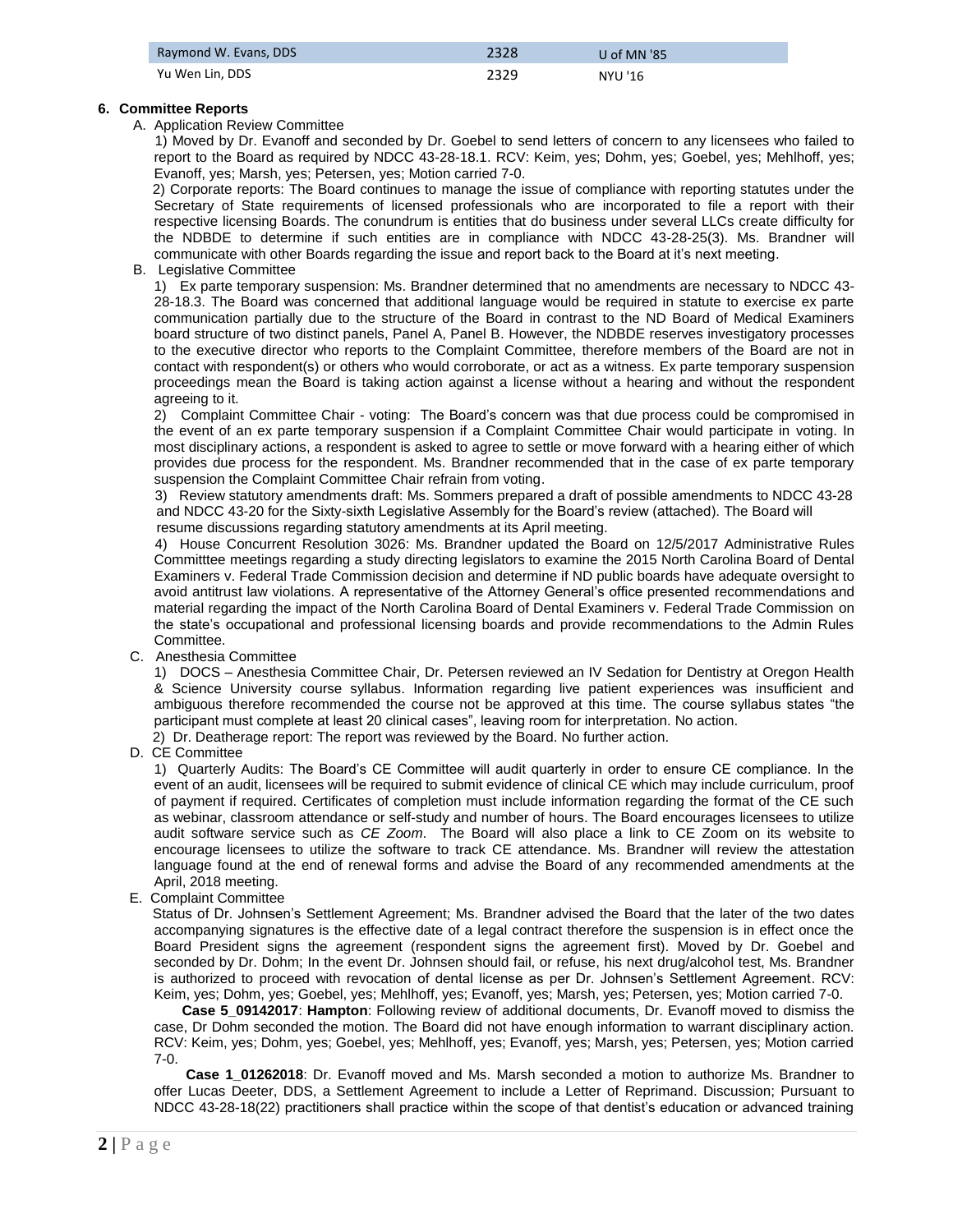| Raymond W. Evans, DDS | 2328 | U of MN '85 |
|---|---|---|
| Yu Wen Lin, DDS | 2329 | NYU '16 |

**6. Committee Reports**

A. Application Review Committee

1) Moved by Dr. Evanoff and seconded by Dr. Goebel to send letters of concern to any licensees who failed to report to the Board as required by NDCC 43-28-18.1. RCV: Keim, yes; Dohm, yes; Goebel, yes; Mehlhoff, yes; Evanoff, yes; Marsh, yes; Petersen, yes; Motion carried 7-0.

2) Corporate reports: The Board continues to manage the issue of compliance with reporting statutes under the Secretary of State requirements of licensed professionals who are incorporated to file a report with their respective licensing Boards. The conundrum is entities that do business under several LLCs create difficulty for the NDBDE to determine if such entities are in compliance with NDCC 43-28-25(3). Ms. Brandner will communicate with other Boards regarding the issue and report back to the Board at it's next meeting.

B. Legislative Committee

1) Ex parte temporary suspension: Ms. Brandner determined that no amendments are necessary to NDCC 43-28-18.3. The Board was concerned that additional language would be required in statute to exercise ex parte communication partially due to the structure of the Board in contrast to the ND Board of Medical Examiners board structure of two distinct panels, Panel A, Panel B. However, the NDBDE reserves investigatory processes to the executive director who reports to the Complaint Committee, therefore members of the Board are not in contact with respondent(s) or others who would corroborate, or act as a witness. Ex parte temporary suspension proceedings mean the Board is taking action against a license without a hearing and without the respondent agreeing to it.

2) Complaint Committee Chair - voting: The Board's concern was that due process could be compromised in the event of an ex parte temporary suspension if a Complaint Committee Chair would participate in voting. In most disciplinary actions, a respondent is asked to agree to settle or move forward with a hearing either of which provides due process for the respondent. Ms. Brandner recommended that in the case of ex parte temporary suspension the Complaint Committee Chair refrain from voting.

3) Review statutory amendments draft: Ms. Sommers prepared a draft of possible amendments to NDCC 43-28 and NDCC 43-20 for the Sixty-sixth Legislative Assembly for the Board's review (attached). The Board will resume discussions regarding statutory amendments at its April meeting.

4) House Concurrent Resolution 3026: Ms. Brandner updated the Board on 12/5/2017 Administrative Rules Committtee meetings regarding a study directing legislators to examine the 2015 North Carolina Board of Dental Examiners v. Federal Trade Commission decision and determine if ND public boards have adequate oversight to avoid antitrust law violations. A representative of the Attorney General's office presented recommendations and material regarding the impact of the North Carolina Board of Dental Examiners v. Federal Trade Commission on the state's occupational and professional licensing boards and provide recommendations to the Admin Rules Committee.

C. Anesthesia Committee

1) DOCS – Anesthesia Committee Chair, Dr. Petersen reviewed an IV Sedation for Dentistry at Oregon Health & Science University course syllabus. Information regarding live patient experiences was insufficient and ambiguous therefore recommended the course not be approved at this time. The course syllabus states "the participant must complete at least 20 clinical cases", leaving room for interpretation. No action.

2) Dr. Deatherage report: The report was reviewed by the Board. No further action.

D. CE Committee

1) Quarterly Audits: The Board's CE Committee will audit quarterly in order to ensure CE compliance. In the event of an audit, licensees will be required to submit evidence of clinical CE which may include curriculum, proof of payment if required. Certificates of completion must include information regarding the format of the CE such as webinar, classroom attendance or self-study and number of hours. The Board encourages licensees to utilize audit software service such as *CE Zoom*. The Board will also place a link to CE Zoom on its website to encourage licensees to utilize the software to track CE attendance. Ms. Brandner will review the attestation language found at the end of renewal forms and advise the Board of any recommended amendments at the April, 2018 meeting.

E. Complaint Committee

Status of Dr. Johnsen's Settlement Agreement; Ms. Brandner advised the Board that the later of the two dates accompanying signatures is the effective date of a legal contract therefore the suspension is in effect once the Board President signs the agreement (respondent signs the agreement first). Moved by Dr. Goebel and seconded by Dr. Dohm; In the event Dr. Johnsen should fail, or refuse, his next drug/alcohol test, Ms. Brandner is authorized to proceed with revocation of dental license as per Dr. Johnsen's Settlement Agreement. RCV: Keim, yes; Dohm, yes; Goebel, yes; Mehlhoff, yes; Evanoff, yes; Marsh, yes; Petersen, yes; Motion carried 7-0.

**Case 5_09142017**: **Hampton**: Following review of additional documents, Dr. Evanoff moved to dismiss the case, Dr Dohm seconded the motion. The Board did not have enough information to warrant disciplinary action. RCV: Keim, yes; Dohm, yes; Goebel, yes; Mehlhoff, yes; Evanoff, yes; Marsh, yes; Petersen, yes; Motion carried 7-0.

**Case 1_01262018**: Dr. Evanoff moved and Ms. Marsh seconded a motion to authorize Ms. Brandner to offer Lucas Deeter, DDS, a Settlement Agreement to include a Letter of Reprimand. Discussion; Pursuant to NDCC 43-28-18(22) practitioners shall practice within the scope of that dentist's education or advanced training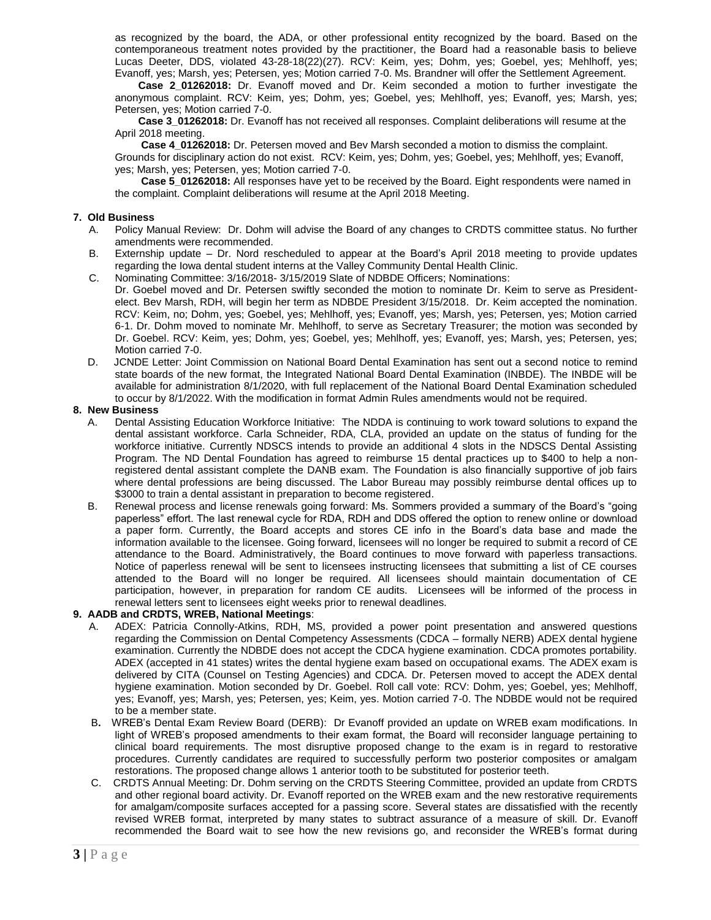as recognized by the board, the ADA, or other professional entity recognized by the board. Based on the contemporaneous treatment notes provided by the practitioner, the Board had a reasonable basis to believe Lucas Deeter, DDS, violated 43-28-18(22)(27). RCV: Keim, yes; Dohm, yes; Goebel, yes; Mehlhoff, yes; Evanoff, yes; Marsh, yes; Petersen, yes; Motion carried 7-0. Ms. Brandner will offer the Settlement Agreement.

**Case 2_01262018:** Dr. Evanoff moved and Dr. Keim seconded a motion to further investigate the anonymous complaint. RCV: Keim, yes; Dohm, yes; Goebel, yes; Mehlhoff, yes; Evanoff, yes; Marsh, yes; Petersen, yes; Motion carried 7-0.

**Case 3_01262018:** Dr. Evanoff has not received all responses. Complaint deliberations will resume at the April 2018 meeting.

**Case 4_01262018:** Dr. Petersen moved and Bev Marsh seconded a motion to dismiss the complaint. Grounds for disciplinary action do not exist. RCV: Keim, yes; Dohm, yes; Goebel, yes; Mehlhoff, yes; Evanoff, yes; Marsh, yes; Petersen, yes; Motion carried 7-0.

**Case 5_01262018:** All responses have yet to be received by the Board. Eight respondents were named in the complaint. Complaint deliberations will resume at the April 2018 Meeting.

**7. Old Business**

A. Policy Manual Review: Dr. Dohm will advise the Board of any changes to CRDTS committee status. No further amendments were recommended.

B. Externship update – Dr. Nord rescheduled to appear at the Board's April 2018 meeting to provide updates regarding the Iowa dental student interns at the Valley Community Dental Health Clinic.

C. Nominating Committee: 3/16/2018- 3/15/2019 Slate of NDBDE Officers; Nominations:
Dr. Goebel moved and Dr. Petersen swiftly seconded the motion to nominate Dr. Keim to serve as President-elect. Bev Marsh, RDH, will begin her term as NDBDE President 3/15/2018. Dr. Keim accepted the nomination. RCV: Keim, no; Dohm, yes; Goebel, yes; Mehlhoff, yes; Evanoff, yes; Marsh, yes; Petersen, yes; Motion carried 6-1. Dr. Dohm moved to nominate Mr. Mehlhoff, to serve as Secretary Treasurer; the motion was seconded by Dr. Goebel. RCV: Keim, yes; Dohm, yes; Goebel, yes; Mehlhoff, yes; Evanoff, yes; Marsh, yes; Petersen, yes; Motion carried 7-0.

D. JCNDE Letter: Joint Commission on National Board Dental Examination has sent out a second notice to remind state boards of the new format, the Integrated National Board Dental Examination (INBDE). The INBDE will be available for administration 8/1/2020, with full replacement of the National Board Dental Examination scheduled to occur by 8/1/2022. With the modification in format Admin Rules amendments would not be required.

**8. New Business**

A. Dental Assisting Education Workforce Initiative: The NDDA is continuing to work toward solutions to expand the dental assistant workforce. Carla Schneider, RDA, CLA, provided an update on the status of funding for the workforce initiative. Currently NDSCS intends to provide an additional 4 slots in the NDSCS Dental Assisting Program. The ND Dental Foundation has agreed to reimburse 15 dental practices up to $400 to help a non-registered dental assistant complete the DANB exam. The Foundation is also financially supportive of job fairs where dental professions are being discussed. The Labor Bureau may possibly reimburse dental offices up to $3000 to train a dental assistant in preparation to become registered.

B. Renewal process and license renewals going forward: Ms. Sommers provided a summary of the Board's "going paperless" effort. The last renewal cycle for RDA, RDH and DDS offered the option to renew online or download a paper form. Currently, the Board accepts and stores CE info in the Board's data base and made the information available to the licensee. Going forward, licensees will no longer be required to submit a record of CE attendance to the Board. Administratively, the Board continues to move forward with paperless transactions. Notice of paperless renewal will be sent to licensees instructing licensees that submitting a list of CE courses attended to the Board will no longer be required. All licensees should maintain documentation of CE participation, however, in preparation for random CE audits. Licensees will be informed of the process in renewal letters sent to licensees eight weeks prior to renewal deadlines.

**9. AADB and CRDTS, WREB, National Meetings**:

A. ADEX: Patricia Connolly-Atkins, RDH, MS, provided a power point presentation and answered questions regarding the Commission on Dental Competency Assessments (CDCA – formally NERB) ADEX dental hygiene examination. Currently the NDBDE does not accept the CDCA hygiene examination. CDCA promotes portability. ADEX (accepted in 41 states) writes the dental hygiene exam based on occupational exams. The ADEX exam is delivered by CITA (Counsel on Testing Agencies) and CDCA. Dr. Petersen moved to accept the ADEX dental hygiene examination. Motion seconded by Dr. Goebel. Roll call vote: RCV: Dohm, yes; Goebel, yes; Mehlhoff, yes; Evanoff, yes; Marsh, yes; Petersen, yes; Keim, yes. Motion carried 7-0. The NDBDE would not be required to be a member state.

B. WREB's Dental Exam Review Board (DERB): Dr Evanoff provided an update on WREB exam modifications. In light of WREB's proposed amendments to their exam format, the Board will reconsider language pertaining to clinical board requirements. The most disruptive proposed change to the exam is in regard to restorative procedures. Currently candidates are required to successfully perform two posterior composites or amalgam restorations. The proposed change allows 1 anterior tooth to be substituted for posterior teeth.

C. CRDTS Annual Meeting: Dr. Dohm serving on the CRDTS Steering Committee, provided an update from CRDTS and other regional board activity. Dr. Evanoff reported on the WREB exam and the new restorative requirements for amalgam/composite surfaces accepted for a passing score. Several states are dissatisfied with the recently revised WREB format, interpreted by many states to subtract assurance of a measure of skill. Dr. Evanoff recommended the Board wait to see how the new revisions go, and reconsider the WREB's format during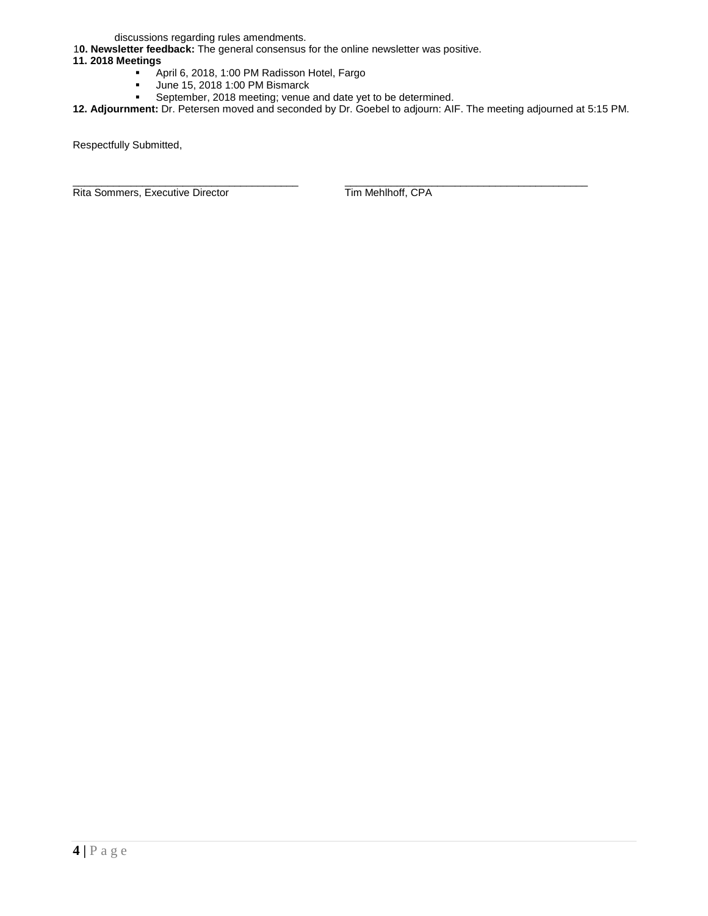discussions regarding rules amendments.

**10. Newsletter feedback:** The general consensus for the online newsletter was positive.

**11. 2018 Meetings**

- April 6, 2018, 1:00 PM Radisson Hotel, Fargo
- June 15, 2018 1:00 PM Bismarck
- September, 2018 meeting; venue and date yet to be determined.

**12. Adjournment:** Dr. Petersen moved and seconded by Dr. Goebel to adjourn: AIF. The meeting adjourned at 5:15 PM.

Respectfully Submitted,

_______________________________________ ___________________________________________

Rita Sommers, Executive Director Tim Mehlhoff, CPA